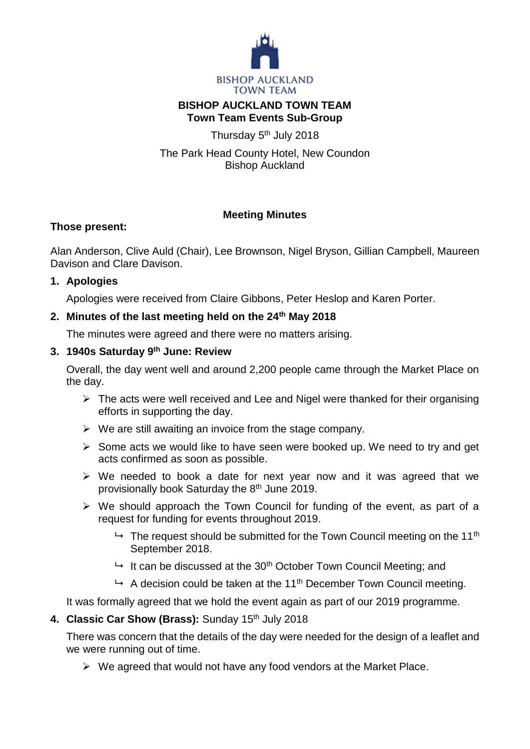BISHOP AUCKLAND
TOWN TEAM

# BISHOP AUCKLAND TOWN TEAM
## Town Team Events Sub-Group

Thursday 5th July 2018

The Park Head County Hotel, New Coundon
Bishop Auckland

### Meeting Minutes

**Those present:**

Alan Anderson, Clive Auld (Chair), Lee Brownson, Nigel Bryson, Gillian Campbell, Maureen Davison and Clare Davison.

1. **Apologies**

   Apologies were received from Claire Gibbons, Peter Heslop and Karen Porter.

2. **Minutes of the last meeting held on the 24th May 2018**

   The minutes were agreed and there were no matters arising.

3. **1940s Saturday 9th June: Review**

   Overall, the day went well and around 2,200 people came through the Market Place on the day.

   - The acts were well received and Lee and Nigel were thanked for their organising efforts in supporting the day.
   - We are still awaiting an invoice from the stage company.
   - Some acts we would like to have seen were booked up. We need to try and get acts confirmed as soon as possible.
   - We needed to book a date for next year now and it was agreed that we provisionally book Saturday the 8th June 2019.
   - We should approach the Town Council for funding of the event, as part of a request for funding for events throughout 2019.
     - The request should be submitted for the Town Council meeting on the 11th September 2018.
     - It can be discussed at the 30th October Town Council Meeting; and
     - A decision could be taken at the 11th December Town Council meeting.

   It was formally agreed that we hold the event again as part of our 2019 programme.

4. **Classic Car Show (Brass):** Sunday 15th July 2018

   There was concern that the details of the day were needed for the design of a leaflet and we were running out of time.

   - We agreed that would not have any food vendors at the Market Place.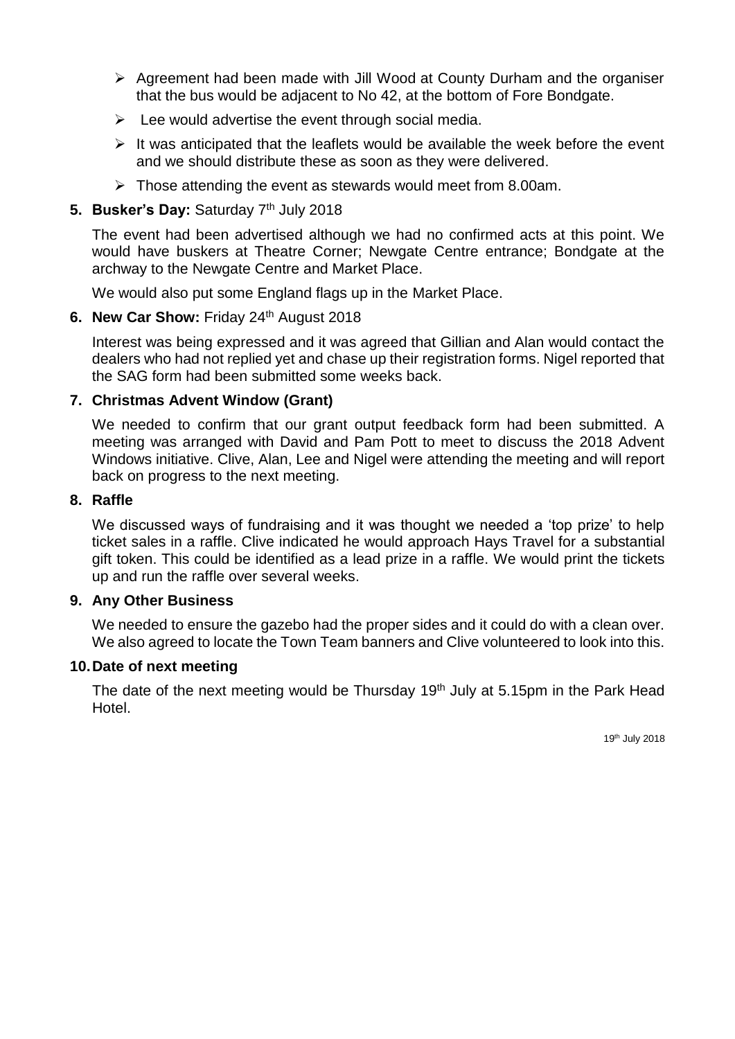- Agreement had been made with Jill Wood at County Durham and the organiser that the bus would be adjacent to No 42, at the bottom of Fore Bondgate.
- Lee would advertise the event through social media.
- It was anticipated that the leaflets would be available the week before the event and we should distribute these as soon as they were delivered.
- Those attending the event as stewards would meet from 8.00am.

**5. Busker's Day:** Saturday 7th July 2018

The event had been advertised although we had no confirmed acts at this point. We would have buskers at Theatre Corner; Newgate Centre entrance; Bondgate at the archway to the Newgate Centre and Market Place.

We would also put some England flags up in the Market Place.

**6. New Car Show:** Friday 24th August 2018

Interest was being expressed and it was agreed that Gillian and Alan would contact the dealers who had not replied yet and chase up their registration forms. Nigel reported that the SAG form had been submitted some weeks back.

**7. Christmas Advent Window (Grant)**

We needed to confirm that our grant output feedback form had been submitted. A meeting was arranged with David and Pam Pott to meet to discuss the 2018 Advent Windows initiative. Clive, Alan, Lee and Nigel were attending the meeting and will report back on progress to the next meeting.

**8. Raffle**

We discussed ways of fundraising and it was thought we needed a 'top prize' to help ticket sales in a raffle. Clive indicated he would approach Hays Travel for a substantial gift token. This could be identified as a lead prize in a raffle. We would print the tickets up and run the raffle over several weeks.

**9. Any Other Business**

We needed to ensure the gazebo had the proper sides and it could do with a clean over. We also agreed to locate the Town Team banners and Clive volunteered to look into this.

**10. Date of next meeting**

The date of the next meeting would be Thursday 19th July at 5.15pm in the Park Head Hotel.

19th July 2018